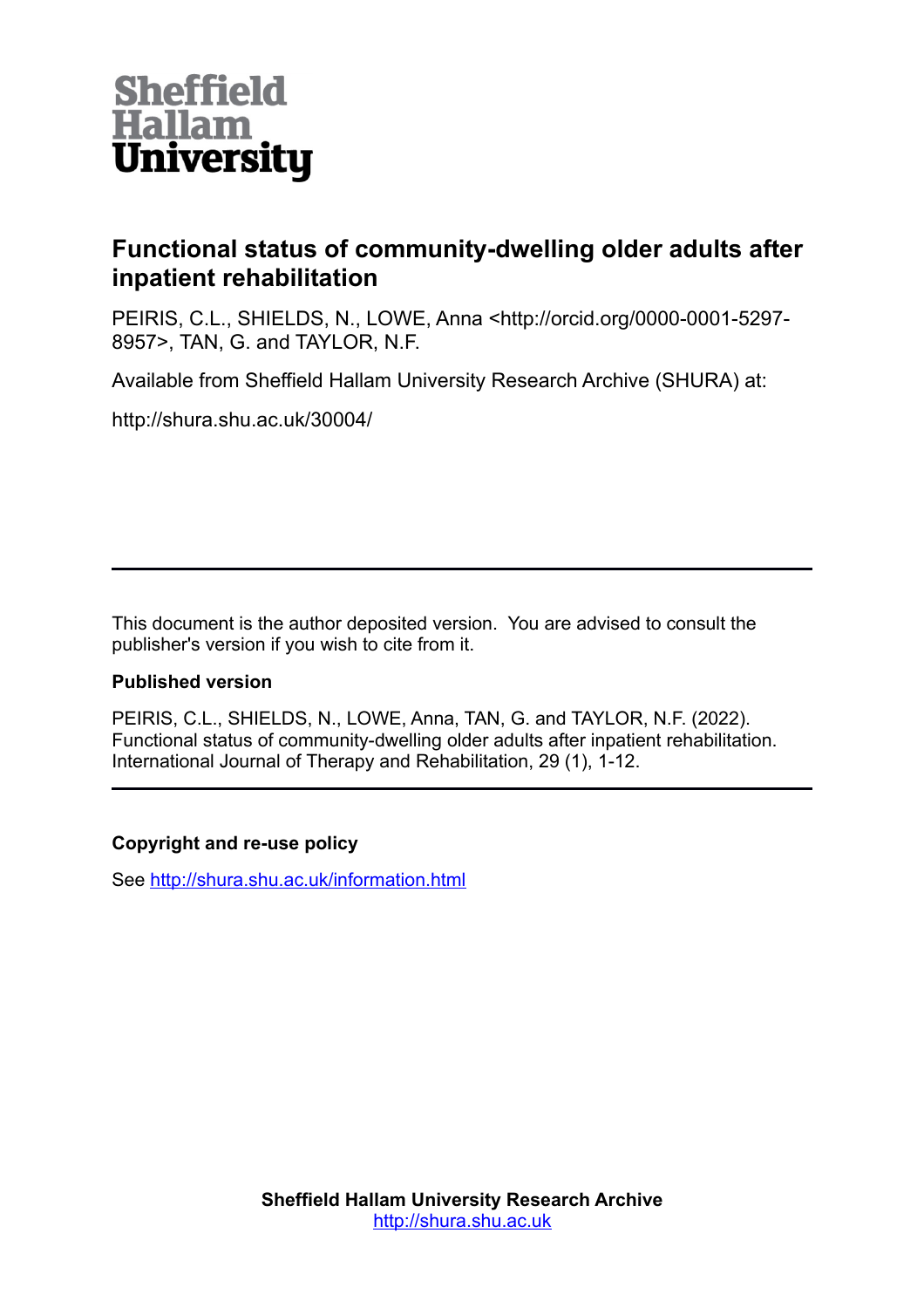# Functional status of community-dwelling older adults after inpatient rehabilitation

PEIRIS, C.L., SHIELDS, N., LOWE, Anna <http://orcid.org/0000-0001-5297-8957>, TAN, G. and TAYLOR, N.F.

Available from Sheffield Hallam University Research Archive (SHURA) at:

http://shura.shu.ac.uk/30004/

---

This document is the author deposited version. You are advised to consult the publisher's version if you wish to cite from it.

**Published version**

PEIRIS, C.L., SHIELDS, N., LOWE, Anna, TAN, G. and TAYLOR, N.F. (2022). Functional status of community-dwelling older adults after inpatient rehabilitation. International Journal of Therapy and Rehabilitation, 29 (1), 1-12.

---

**Copyright and re-use policy**

See http://shura.shu.ac.uk/information.html

**Sheffield Hallam University Research Archive**
http://shura.shu.ac.uk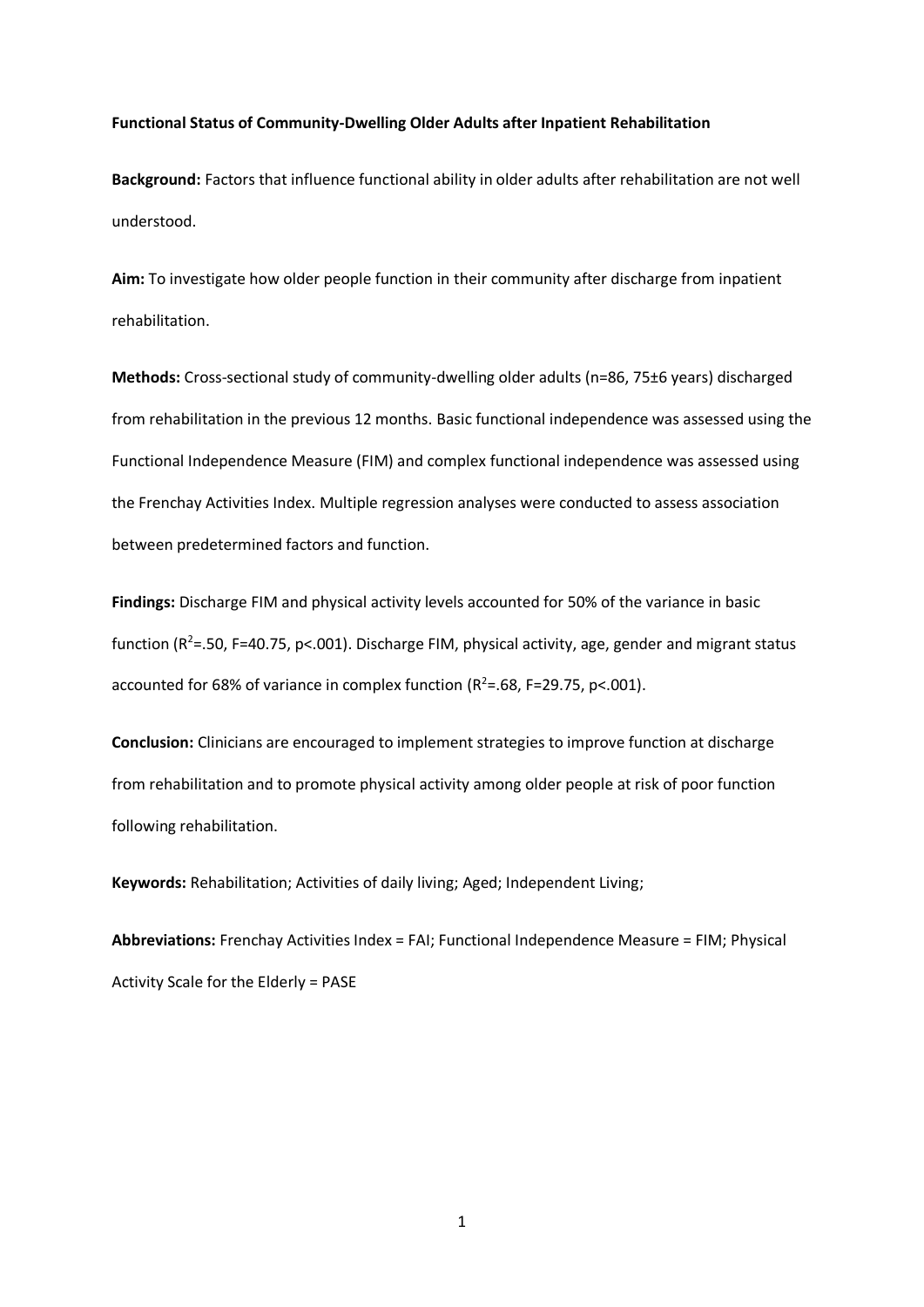**Functional Status of Community-Dwelling Older Adults after Inpatient Rehabilitation**

**Background:** Factors that influence functional ability in older adults after rehabilitation are not well understood.

**Aim:** To investigate how older people function in their community after discharge from inpatient rehabilitation.

**Methods:** Cross-sectional study of community-dwelling older adults (n=86, 75±6 years) discharged from rehabilitation in the previous 12 months. Basic functional independence was assessed using the Functional Independence Measure (FIM) and complex functional independence was assessed using the Frenchay Activities Index. Multiple regression analyses were conducted to assess association between predetermined factors and function.

**Findings:** Discharge FIM and physical activity levels accounted for 50% of the variance in basic function ($R^2$=.50, F=40.75, p<.001). Discharge FIM, physical activity, age, gender and migrant status accounted for 68% of variance in complex function ($R^2$=.68, F=29.75, p<.001).

**Conclusion:** Clinicians are encouraged to implement strategies to improve function at discharge from rehabilitation and to promote physical activity among older people at risk of poor function following rehabilitation.

**Keywords:** Rehabilitation; Activities of daily living; Aged; Independent Living;

**Abbreviations:** Frenchay Activities Index = FAI; Functional Independence Measure = FIM; Physical Activity Scale for the Elderly = PASE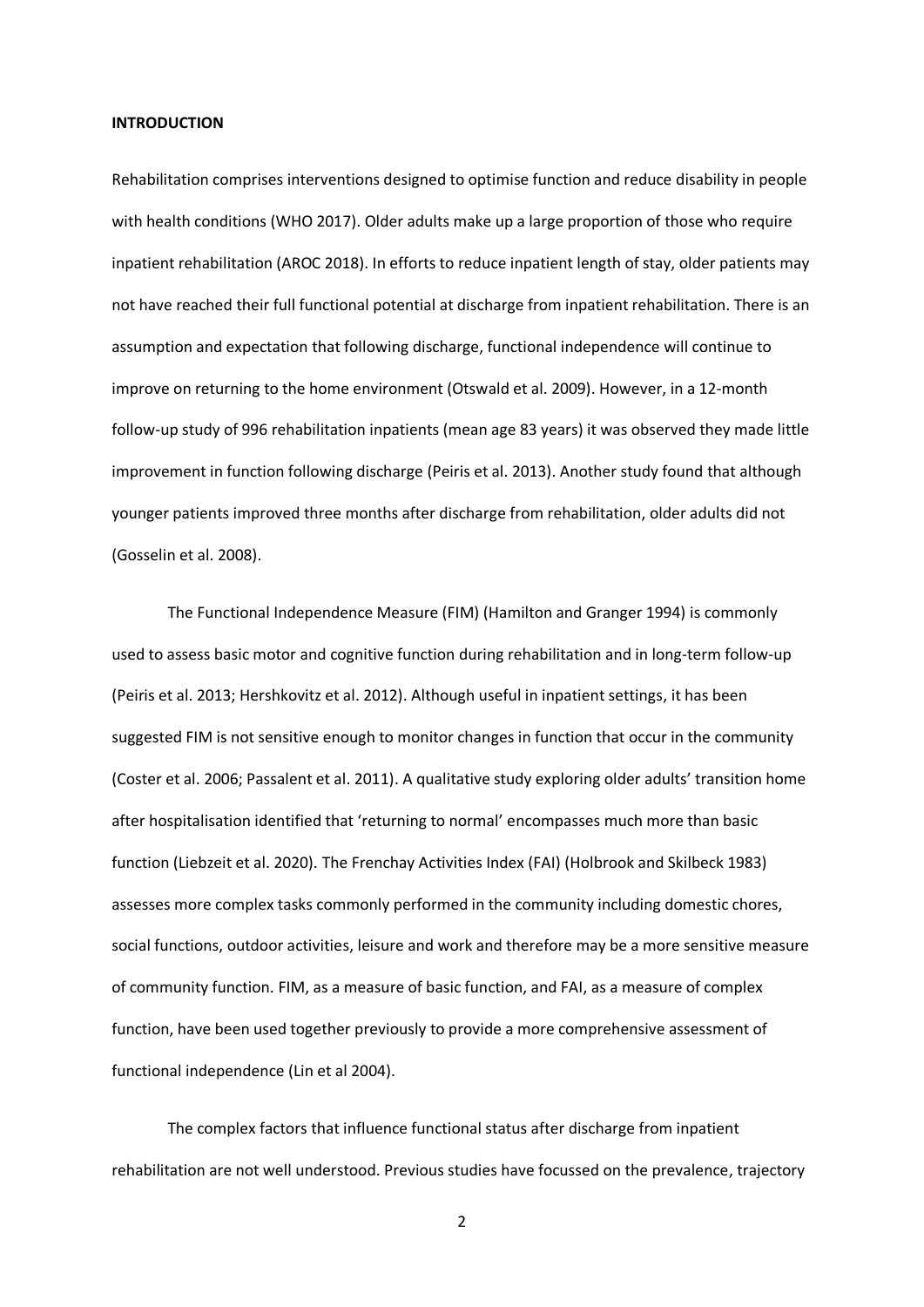**INTRODUCTION**

Rehabilitation comprises interventions designed to optimise function and reduce disability in people with health conditions (WHO 2017). Older adults make up a large proportion of those who require inpatient rehabilitation (AROC 2018). In efforts to reduce inpatient length of stay, older patients may not have reached their full functional potential at discharge from inpatient rehabilitation. There is an assumption and expectation that following discharge, functional independence will continue to improve on returning to the home environment (Otswald et al. 2009). However, in a 12-month follow-up study of 996 rehabilitation inpatients (mean age 83 years) it was observed they made little improvement in function following discharge (Peiris et al. 2013). Another study found that although younger patients improved three months after discharge from rehabilitation, older adults did not (Gosselin et al. 2008).

The Functional Independence Measure (FIM) (Hamilton and Granger 1994) is commonly used to assess basic motor and cognitive function during rehabilitation and in long-term follow-up (Peiris et al. 2013; Hershkovitz et al. 2012). Although useful in inpatient settings, it has been suggested FIM is not sensitive enough to monitor changes in function that occur in the community (Coster et al. 2006; Passalent et al. 2011). A qualitative study exploring older adults' transition home after hospitalisation identified that 'returning to normal' encompasses much more than basic function (Liebzeit et al. 2020). The Frenchay Activities Index (FAI) (Holbrook and Skilbeck 1983) assesses more complex tasks commonly performed in the community including domestic chores, social functions, outdoor activities, leisure and work and therefore may be a more sensitive measure of community function. FIM, as a measure of basic function, and FAI, as a measure of complex function, have been used together previously to provide a more comprehensive assessment of functional independence (Lin et al 2004).

The complex factors that influence functional status after discharge from inpatient rehabilitation are not well understood. Previous studies have focussed on the prevalence, trajectory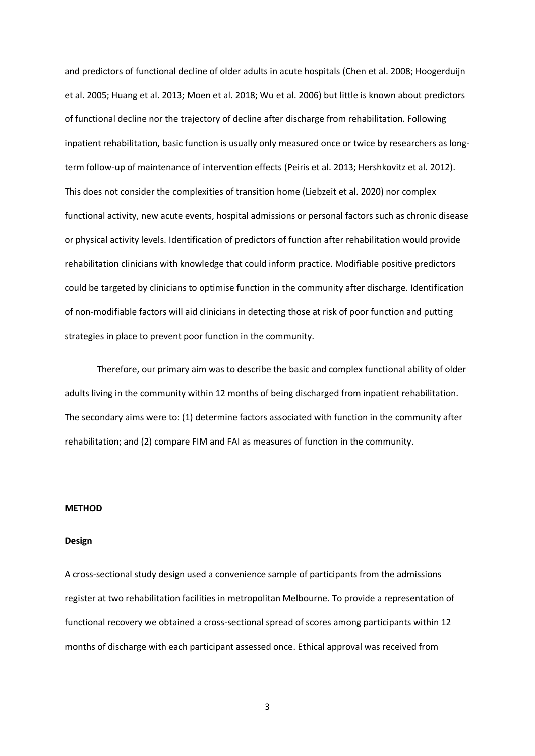and predictors of functional decline of older adults in acute hospitals (Chen et al. 2008; Hoogerduijn et al. 2005; Huang et al. 2013; Moen et al. 2018; Wu et al. 2006) but little is known about predictors of functional decline nor the trajectory of decline after discharge from rehabilitation. Following inpatient rehabilitation, basic function is usually only measured once or twice by researchers as long-term follow-up of maintenance of intervention effects (Peiris et al. 2013; Hershkovitz et al. 2012). This does not consider the complexities of transition home (Liebzeit et al. 2020) nor complex functional activity, new acute events, hospital admissions or personal factors such as chronic disease or physical activity levels. Identification of predictors of function after rehabilitation would provide rehabilitation clinicians with knowledge that could inform practice. Modifiable positive predictors could be targeted by clinicians to optimise function in the community after discharge. Identification of non-modifiable factors will aid clinicians in detecting those at risk of poor function and putting strategies in place to prevent poor function in the community.

Therefore, our primary aim was to describe the basic and complex functional ability of older adults living in the community within 12 months of being discharged from inpatient rehabilitation. The secondary aims were to: (1) determine factors associated with function in the community after rehabilitation; and (2) compare FIM and FAI as measures of function in the community.

## METHOD

### Design

A cross-sectional study design used a convenience sample of participants from the admissions register at two rehabilitation facilities in metropolitan Melbourne. To provide a representation of functional recovery we obtained a cross-sectional spread of scores among participants within 12 months of discharge with each participant assessed once. Ethical approval was received from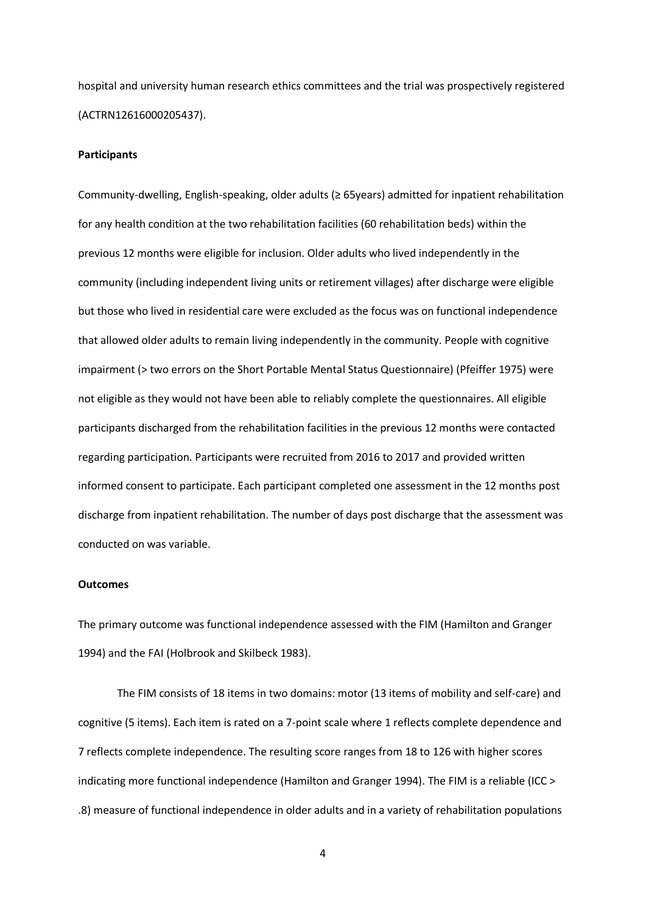hospital and university human research ethics committees and the trial was prospectively registered (ACTRN12616000205437).

**Participants**

Community-dwelling, English-speaking, older adults (≥ 65years) admitted for inpatient rehabilitation for any health condition at the two rehabilitation facilities (60 rehabilitation beds) within the previous 12 months were eligible for inclusion. Older adults who lived independently in the community (including independent living units or retirement villages) after discharge were eligible but those who lived in residential care were excluded as the focus was on functional independence that allowed older adults to remain living independently in the community. People with cognitive impairment (> two errors on the Short Portable Mental Status Questionnaire) (Pfeiffer 1975) were not eligible as they would not have been able to reliably complete the questionnaires. All eligible participants discharged from the rehabilitation facilities in the previous 12 months were contacted regarding participation. Participants were recruited from 2016 to 2017 and provided written informed consent to participate. Each participant completed one assessment in the 12 months post discharge from inpatient rehabilitation. The number of days post discharge that the assessment was conducted on was variable.

**Outcomes**

The primary outcome was functional independence assessed with the FIM (Hamilton and Granger 1994) and the FAI (Holbrook and Skilbeck 1983).

The FIM consists of 18 items in two domains: motor (13 items of mobility and self-care) and cognitive (5 items). Each item is rated on a 7-point scale where 1 reflects complete dependence and 7 reflects complete independence. The resulting score ranges from 18 to 126 with higher scores indicating more functional independence (Hamilton and Granger 1994). The FIM is a reliable (ICC > .8) measure of functional independence in older adults and in a variety of rehabilitation populations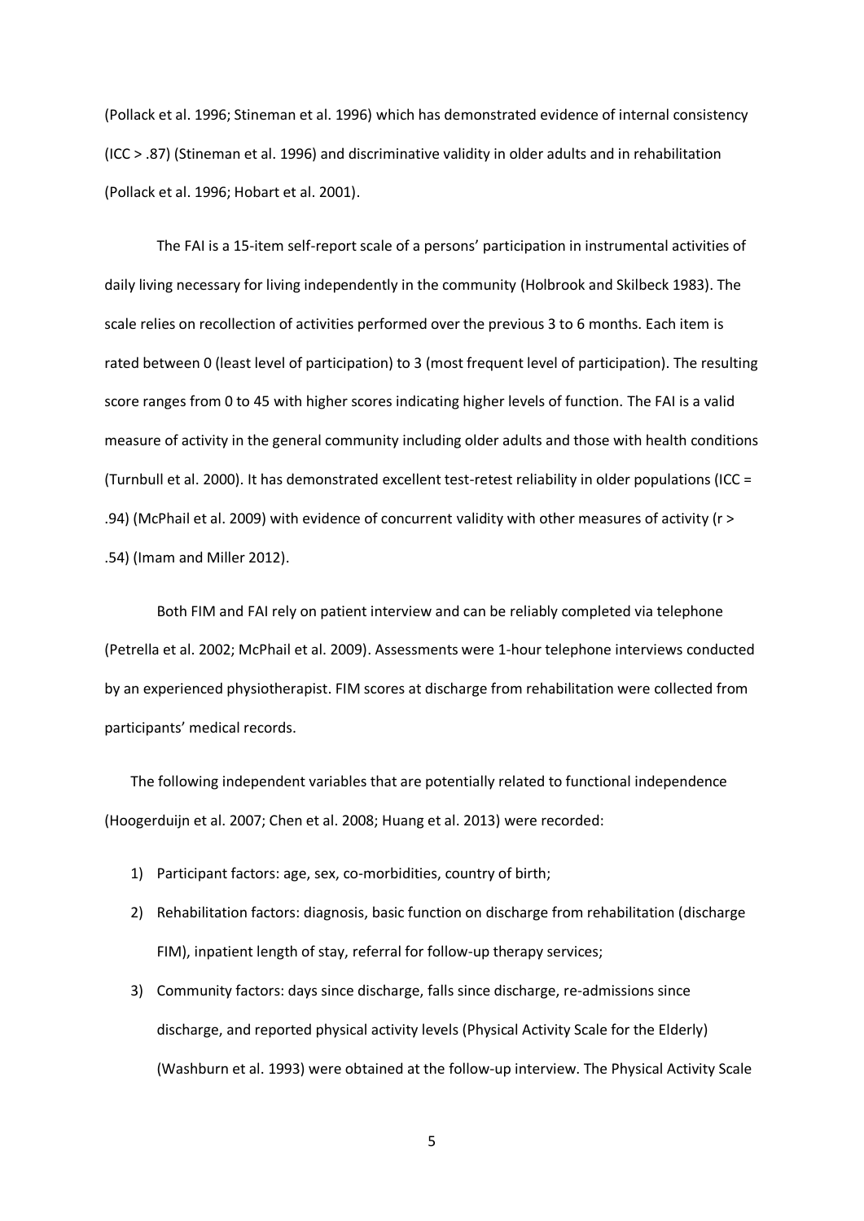(Pollack et al. 1996; Stineman et al. 1996) which has demonstrated evidence of internal consistency (ICC > .87) (Stineman et al. 1996) and discriminative validity in older adults and in rehabilitation (Pollack et al. 1996; Hobart et al. 2001).

The FAI is a 15-item self-report scale of a persons' participation in instrumental activities of daily living necessary for living independently in the community (Holbrook and Skilbeck 1983). The scale relies on recollection of activities performed over the previous 3 to 6 months. Each item is rated between 0 (least level of participation) to 3 (most frequent level of participation). The resulting score ranges from 0 to 45 with higher scores indicating higher levels of function. The FAI is a valid measure of activity in the general community including older adults and those with health conditions (Turnbull et al. 2000). It has demonstrated excellent test-retest reliability in older populations (ICC = .94) (McPhail et al. 2009) with evidence of concurrent validity with other measures of activity (r > .54) (Imam and Miller 2012).

Both FIM and FAI rely on patient interview and can be reliably completed via telephone (Petrella et al. 2002; McPhail et al. 2009). Assessments were 1-hour telephone interviews conducted by an experienced physiotherapist. FIM scores at discharge from rehabilitation were collected from participants' medical records.

The following independent variables that are potentially related to functional independence (Hoogerduijn et al. 2007; Chen et al. 2008; Huang et al. 2013) were recorded:

1) Participant factors: age, sex, co-morbidities, country of birth;
2) Rehabilitation factors: diagnosis, basic function on discharge from rehabilitation (discharge FIM), inpatient length of stay, referral for follow-up therapy services;
3) Community factors: days since discharge, falls since discharge, re-admissions since discharge, and reported physical activity levels (Physical Activity Scale for the Elderly) (Washburn et al. 1993) were obtained at the follow-up interview. The Physical Activity Scale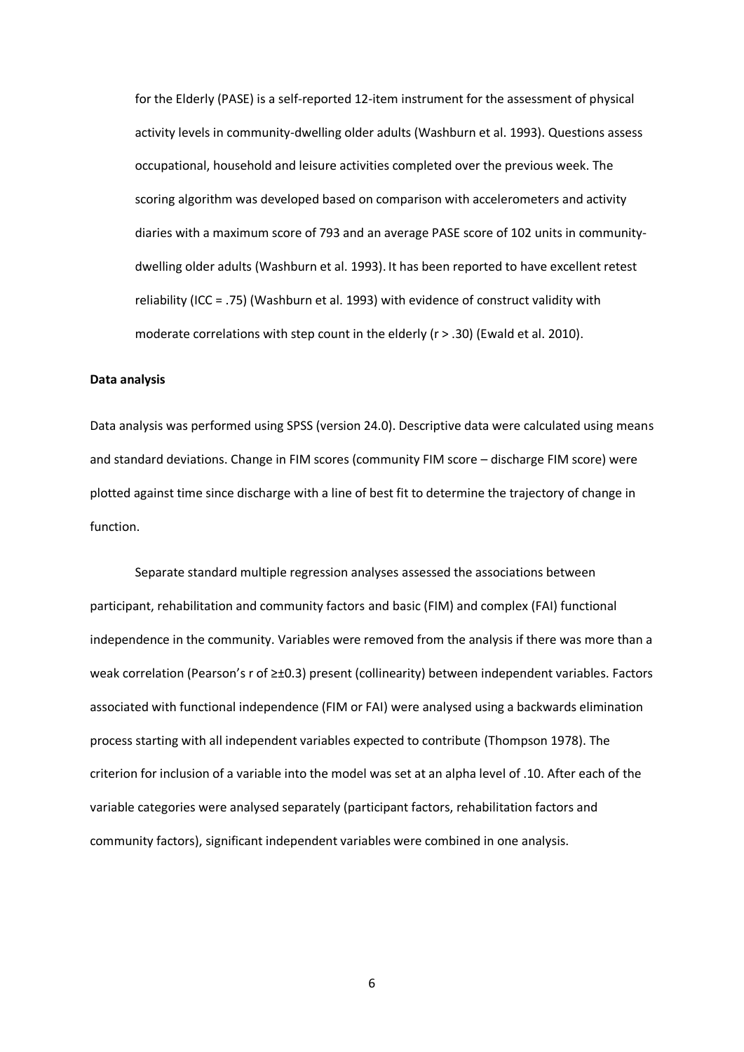for the Elderly (PASE) is a self-reported 12-item instrument for the assessment of physical activity levels in community-dwelling older adults (Washburn et al. 1993). Questions assess occupational, household and leisure activities completed over the previous week. The scoring algorithm was developed based on comparison with accelerometers and activity diaries with a maximum score of 793 and an average PASE score of 102 units in community-dwelling older adults (Washburn et al. 1993). It has been reported to have excellent retest reliability (ICC = .75) (Washburn et al. 1993) with evidence of construct validity with moderate correlations with step count in the elderly ($r > .30$) (Ewald et al. 2010).

**Data analysis**

Data analysis was performed using SPSS (version 24.0). Descriptive data were calculated using means and standard deviations. Change in FIM scores (community FIM score – discharge FIM score) were plotted against time since discharge with a line of best fit to determine the trajectory of change in function.

Separate standard multiple regression analyses assessed the associations between participant, rehabilitation and community factors and basic (FIM) and complex (FAI) functional independence in the community. Variables were removed from the analysis if there was more than a weak correlation (Pearson's r of ≥±0.3) present (collinearity) between independent variables. Factors associated with functional independence (FIM or FAI) were analysed using a backwards elimination process starting with all independent variables expected to contribute (Thompson 1978). The criterion for inclusion of a variable into the model was set at an alpha level of .10. After each of the variable categories were analysed separately (participant factors, rehabilitation factors and community factors), significant independent variables were combined in one analysis.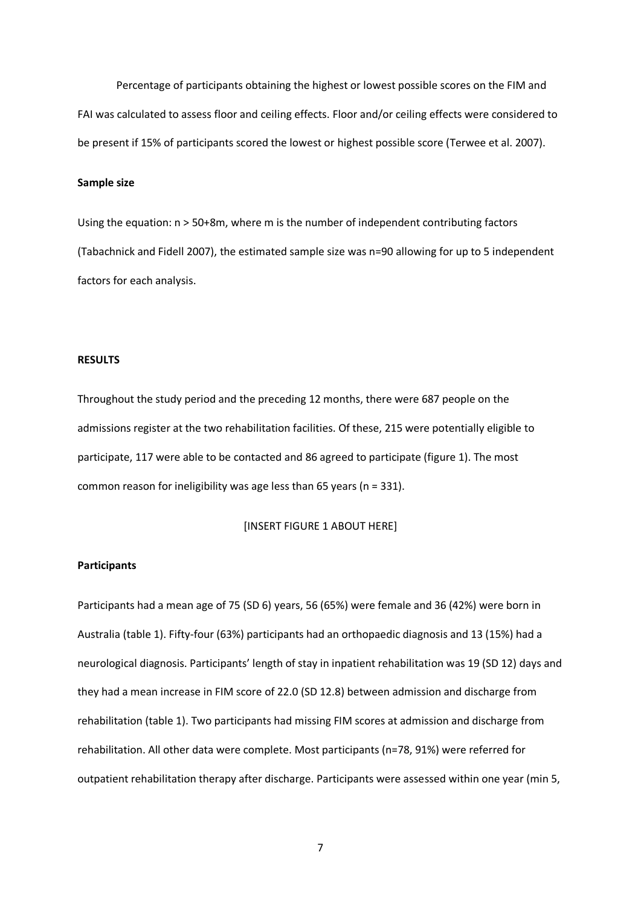Percentage of participants obtaining the highest or lowest possible scores on the FIM and FAI was calculated to assess floor and ceiling effects. Floor and/or ceiling effects were considered to be present if 15% of participants scored the lowest or highest possible score (Terwee et al. 2007).

**Sample size**

Using the equation: $n > 50+8m$, where m is the number of independent contributing factors (Tabachnick and Fidell 2007), the estimated sample size was n=90 allowing for up to 5 independent factors for each analysis.

**RESULTS**

Throughout the study period and the preceding 12 months, there were 687 people on the admissions register at the two rehabilitation facilities. Of these, 215 were potentially eligible to participate, 117 were able to be contacted and 86 agreed to participate (figure 1). The most common reason for ineligibility was age less than 65 years (n = 331).

[INSERT FIGURE 1 ABOUT HERE]

**Participants**

Participants had a mean age of 75 (SD 6) years, 56 (65%) were female and 36 (42%) were born in Australia (table 1). Fifty-four (63%) participants had an orthopaedic diagnosis and 13 (15%) had a neurological diagnosis. Participants' length of stay in inpatient rehabilitation was 19 (SD 12) days and they had a mean increase in FIM score of 22.0 (SD 12.8) between admission and discharge from rehabilitation (table 1). Two participants had missing FIM scores at admission and discharge from rehabilitation. All other data were complete. Most participants (n=78, 91%) were referred for outpatient rehabilitation therapy after discharge. Participants were assessed within one year (min 5,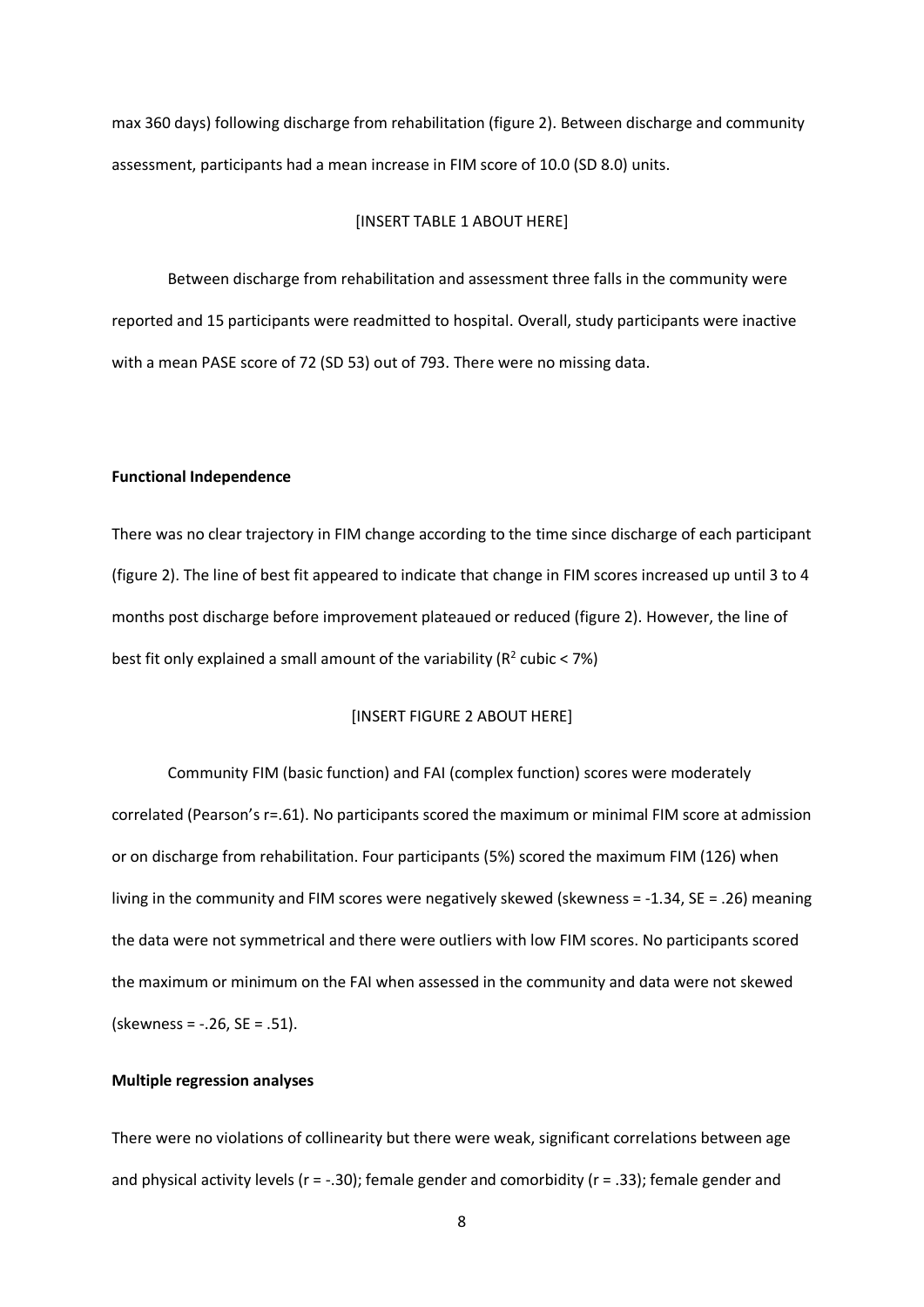max 360 days) following discharge from rehabilitation (figure 2). Between discharge and community assessment, participants had a mean increase in FIM score of 10.0 (SD 8.0) units.

[INSERT TABLE 1 ABOUT HERE]

Between discharge from rehabilitation and assessment three falls in the community were reported and 15 participants were readmitted to hospital. Overall, study participants were inactive with a mean PASE score of 72 (SD 53) out of 793. There were no missing data.

**Functional Independence**

There was no clear trajectory in FIM change according to the time since discharge of each participant (figure 2). The line of best fit appeared to indicate that change in FIM scores increased up until 3 to 4 months post discharge before improvement plateaued or reduced (figure 2). However, the line of best fit only explained a small amount of the variability ($R^2$ cubic < 7%)

[INSERT FIGURE 2 ABOUT HERE]

Community FIM (basic function) and FAI (complex function) scores were moderately correlated (Pearson's r=.61). No participants scored the maximum or minimal FIM score at admission or on discharge from rehabilitation. Four participants (5%) scored the maximum FIM (126) when living in the community and FIM scores were negatively skewed (skewness = -1.34, SE = .26) meaning the data were not symmetrical and there were outliers with low FIM scores. No participants scored the maximum or minimum on the FAI when assessed in the community and data were not skewed (skewness = -.26, SE = .51).

**Multiple regression analyses**

There were no violations of collinearity but there were weak, significant correlations between age and physical activity levels (r = -.30); female gender and comorbidity (r = .33); female gender and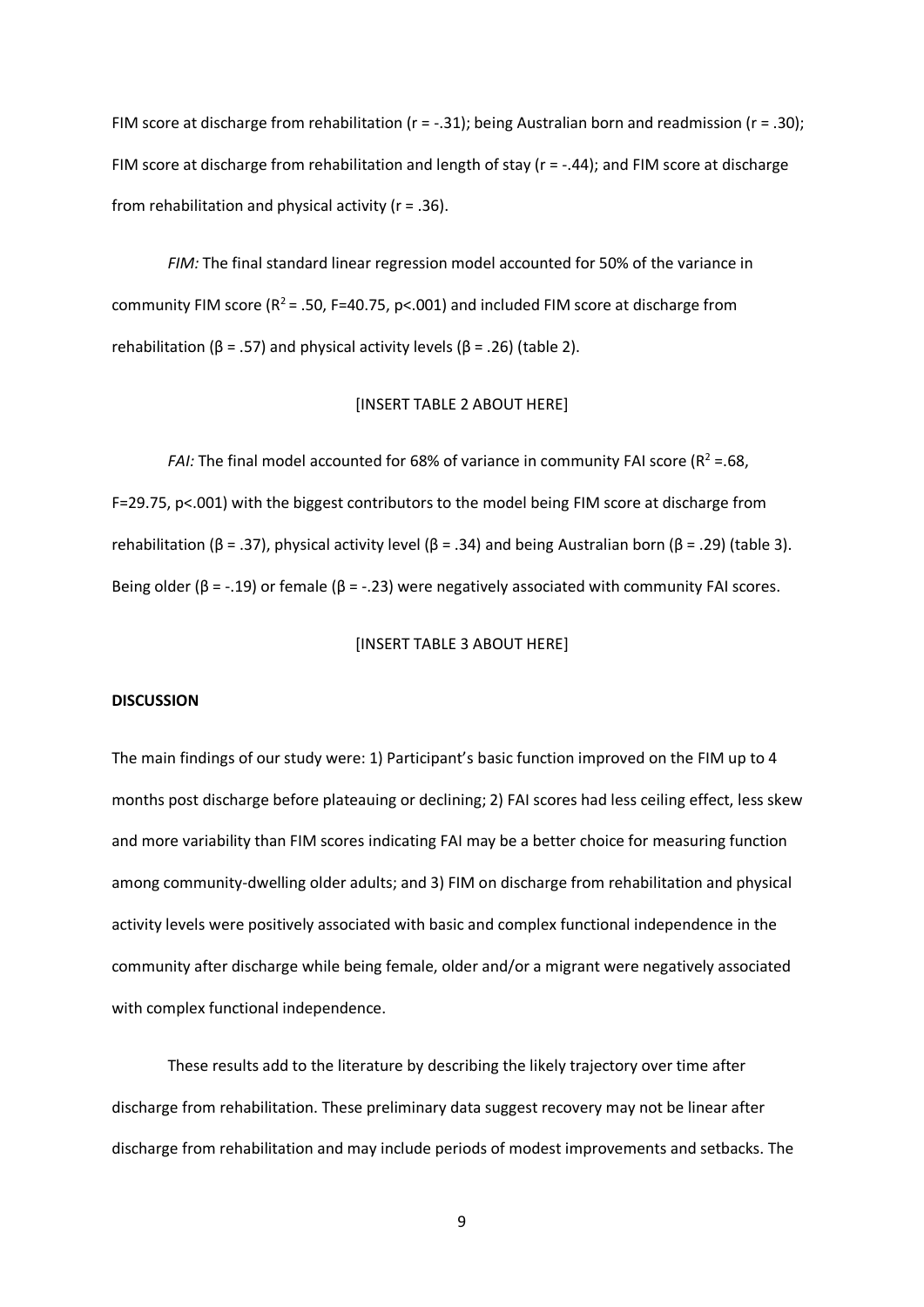FIM score at discharge from rehabilitation (r = -.31); being Australian born and readmission (r = .30); FIM score at discharge from rehabilitation and length of stay (r = -.44); and FIM score at discharge from rehabilitation and physical activity (r = .36).

*FIM:* The final standard linear regression model accounted for 50% of the variance in community FIM score ($R^2$ = .50, F=40.75, p<.001) and included FIM score at discharge from rehabilitation (β = .57) and physical activity levels (β = .26) (table 2).

[INSERT TABLE 2 ABOUT HERE]

*FAI:* The final model accounted for 68% of variance in community FAI score ($R^2$ =.68, F=29.75, p<.001) with the biggest contributors to the model being FIM score at discharge from rehabilitation (β = .37), physical activity level (β = .34) and being Australian born (β = .29) (table 3). Being older (β = -.19) or female (β = -.23) were negatively associated with community FAI scores.

[INSERT TABLE 3 ABOUT HERE]

**DISCUSSION**

The main findings of our study were: 1) Participant's basic function improved on the FIM up to 4 months post discharge before plateauing or declining; 2) FAI scores had less ceiling effect, less skew and more variability than FIM scores indicating FAI may be a better choice for measuring function among community-dwelling older adults; and 3) FIM on discharge from rehabilitation and physical activity levels were positively associated with basic and complex functional independence in the community after discharge while being female, older and/or a migrant were negatively associated with complex functional independence.

These results add to the literature by describing the likely trajectory over time after discharge from rehabilitation. These preliminary data suggest recovery may not be linear after discharge from rehabilitation and may include periods of modest improvements and setbacks. The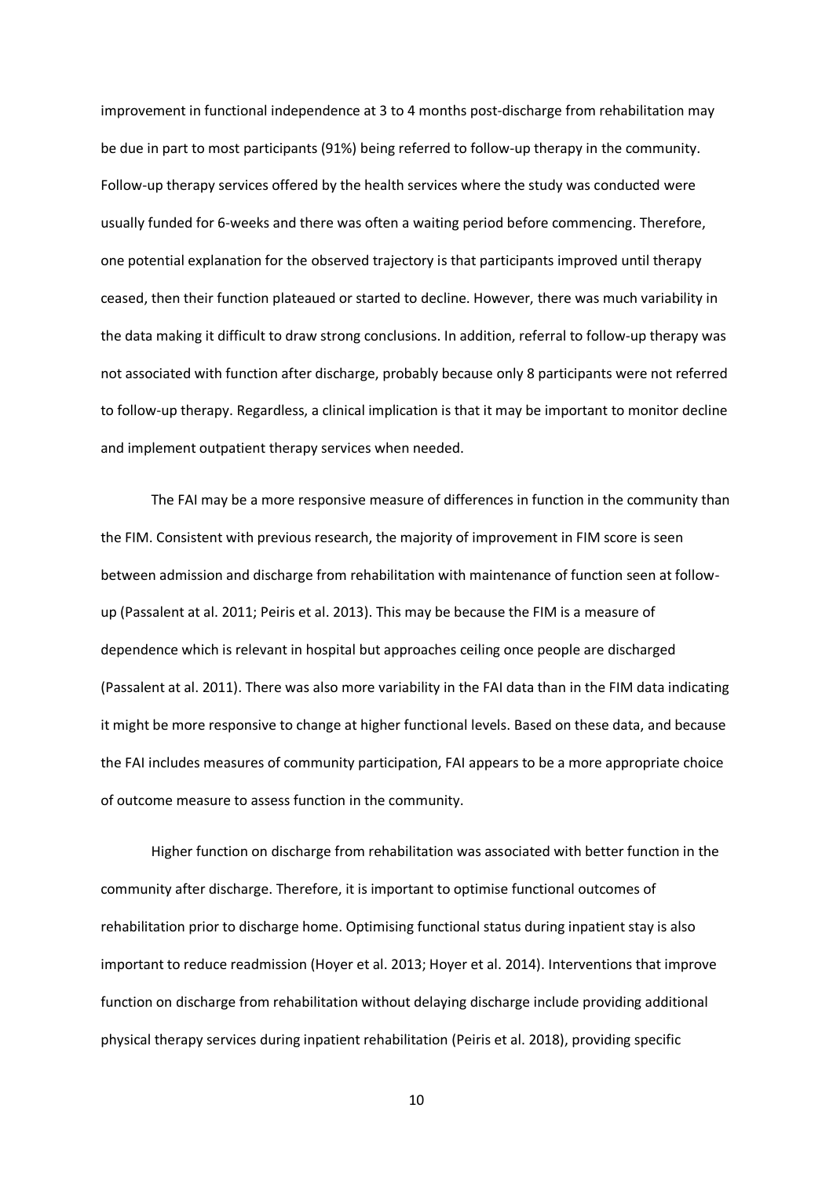improvement in functional independence at 3 to 4 months post-discharge from rehabilitation may be due in part to most participants (91%) being referred to follow-up therapy in the community. Follow-up therapy services offered by the health services where the study was conducted were usually funded for 6-weeks and there was often a waiting period before commencing. Therefore, one potential explanation for the observed trajectory is that participants improved until therapy ceased, then their function plateaued or started to decline. However, there was much variability in the data making it difficult to draw strong conclusions. In addition, referral to follow-up therapy was not associated with function after discharge, probably because only 8 participants were not referred to follow-up therapy. Regardless, a clinical implication is that it may be important to monitor decline and implement outpatient therapy services when needed.

The FAI may be a more responsive measure of differences in function in the community than the FIM. Consistent with previous research, the majority of improvement in FIM score is seen between admission and discharge from rehabilitation with maintenance of function seen at follow-up (Passalent at al. 2011; Peiris et al. 2013). This may be because the FIM is a measure of dependence which is relevant in hospital but approaches ceiling once people are discharged (Passalent at al. 2011). There was also more variability in the FAI data than in the FIM data indicating it might be more responsive to change at higher functional levels. Based on these data, and because the FAI includes measures of community participation, FAI appears to be a more appropriate choice of outcome measure to assess function in the community.

Higher function on discharge from rehabilitation was associated with better function in the community after discharge. Therefore, it is important to optimise functional outcomes of rehabilitation prior to discharge home. Optimising functional status during inpatient stay is also important to reduce readmission (Hoyer et al. 2013; Hoyer et al. 2014). Interventions that improve function on discharge from rehabilitation without delaying discharge include providing additional physical therapy services during inpatient rehabilitation (Peiris et al. 2018), providing specific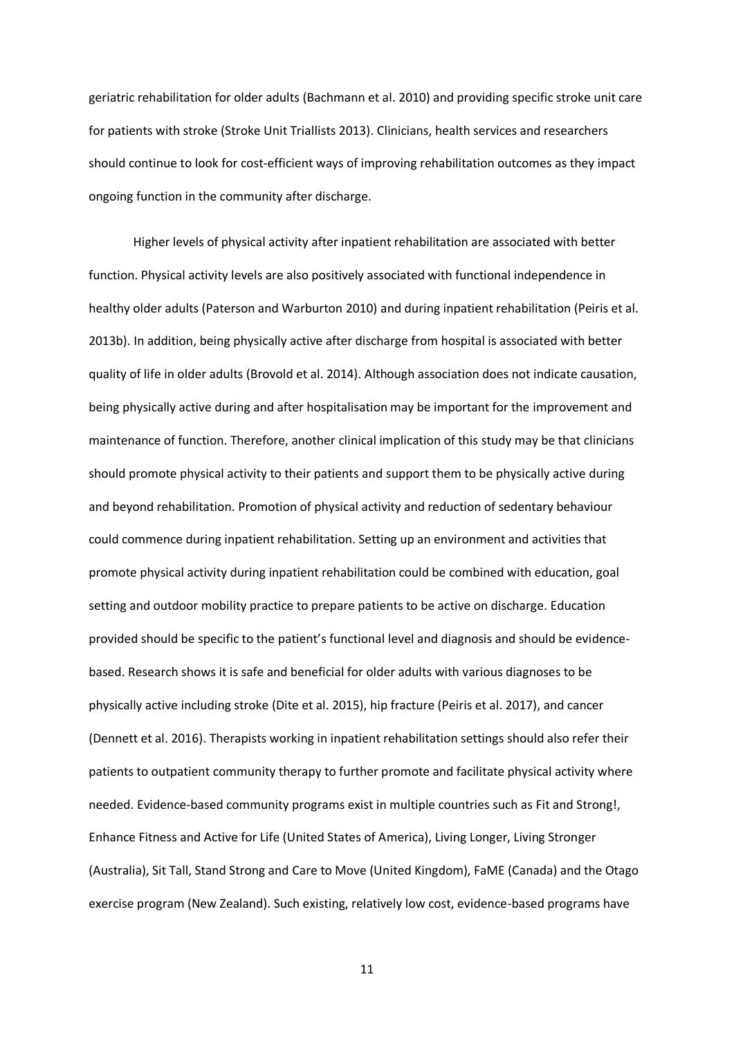geriatric rehabilitation for older adults (Bachmann et al. 2010) and providing specific stroke unit care for patients with stroke (Stroke Unit Triallists 2013). Clinicians, health services and researchers should continue to look for cost-efficient ways of improving rehabilitation outcomes as they impact ongoing function in the community after discharge.

Higher levels of physical activity after inpatient rehabilitation are associated with better function. Physical activity levels are also positively associated with functional independence in healthy older adults (Paterson and Warburton 2010) and during inpatient rehabilitation (Peiris et al. 2013b). In addition, being physically active after discharge from hospital is associated with better quality of life in older adults (Brovold et al. 2014). Although association does not indicate causation, being physically active during and after hospitalisation may be important for the improvement and maintenance of function. Therefore, another clinical implication of this study may be that clinicians should promote physical activity to their patients and support them to be physically active during and beyond rehabilitation. Promotion of physical activity and reduction of sedentary behaviour could commence during inpatient rehabilitation. Setting up an environment and activities that promote physical activity during inpatient rehabilitation could be combined with education, goal setting and outdoor mobility practice to prepare patients to be active on discharge. Education provided should be specific to the patient's functional level and diagnosis and should be evidence-based. Research shows it is safe and beneficial for older adults with various diagnoses to be physically active including stroke (Dite et al. 2015), hip fracture (Peiris et al. 2017), and cancer (Dennett et al. 2016). Therapists working in inpatient rehabilitation settings should also refer their patients to outpatient community therapy to further promote and facilitate physical activity where needed. Evidence-based community programs exist in multiple countries such as Fit and Strong!, Enhance Fitness and Active for Life (United States of America), Living Longer, Living Stronger (Australia), Sit Tall, Stand Strong and Care to Move (United Kingdom), FaME (Canada) and the Otago exercise program (New Zealand). Such existing, relatively low cost, evidence-based programs have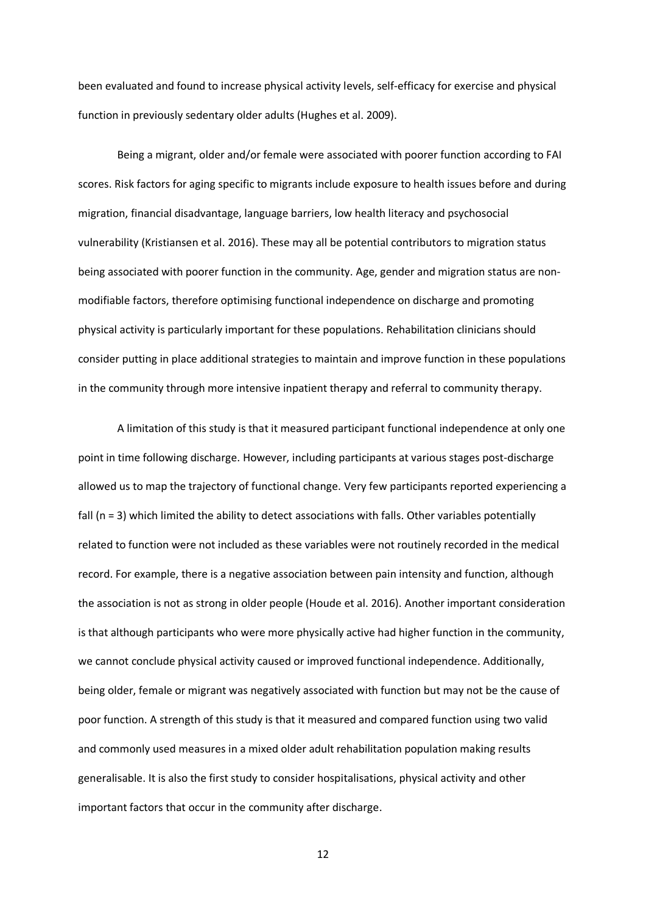been evaluated and found to increase physical activity levels, self-efficacy for exercise and physical function in previously sedentary older adults (Hughes et al. 2009).

Being a migrant, older and/or female were associated with poorer function according to FAI scores. Risk factors for aging specific to migrants include exposure to health issues before and during migration, financial disadvantage, language barriers, low health literacy and psychosocial vulnerability (Kristiansen et al. 2016). These may all be potential contributors to migration status being associated with poorer function in the community. Age, gender and migration status are non-modifiable factors, therefore optimising functional independence on discharge and promoting physical activity is particularly important for these populations. Rehabilitation clinicians should consider putting in place additional strategies to maintain and improve function in these populations in the community through more intensive inpatient therapy and referral to community therapy.

A limitation of this study is that it measured participant functional independence at only one point in time following discharge. However, including participants at various stages post-discharge allowed us to map the trajectory of functional change. Very few participants reported experiencing a fall (n = 3) which limited the ability to detect associations with falls. Other variables potentially related to function were not included as these variables were not routinely recorded in the medical record. For example, there is a negative association between pain intensity and function, although the association is not as strong in older people (Houde et al. 2016). Another important consideration is that although participants who were more physically active had higher function in the community, we cannot conclude physical activity caused or improved functional independence. Additionally, being older, female or migrant was negatively associated with function but may not be the cause of poor function. A strength of this study is that it measured and compared function using two valid and commonly used measures in a mixed older adult rehabilitation population making results generalisable. It is also the first study to consider hospitalisations, physical activity and other important factors that occur in the community after discharge.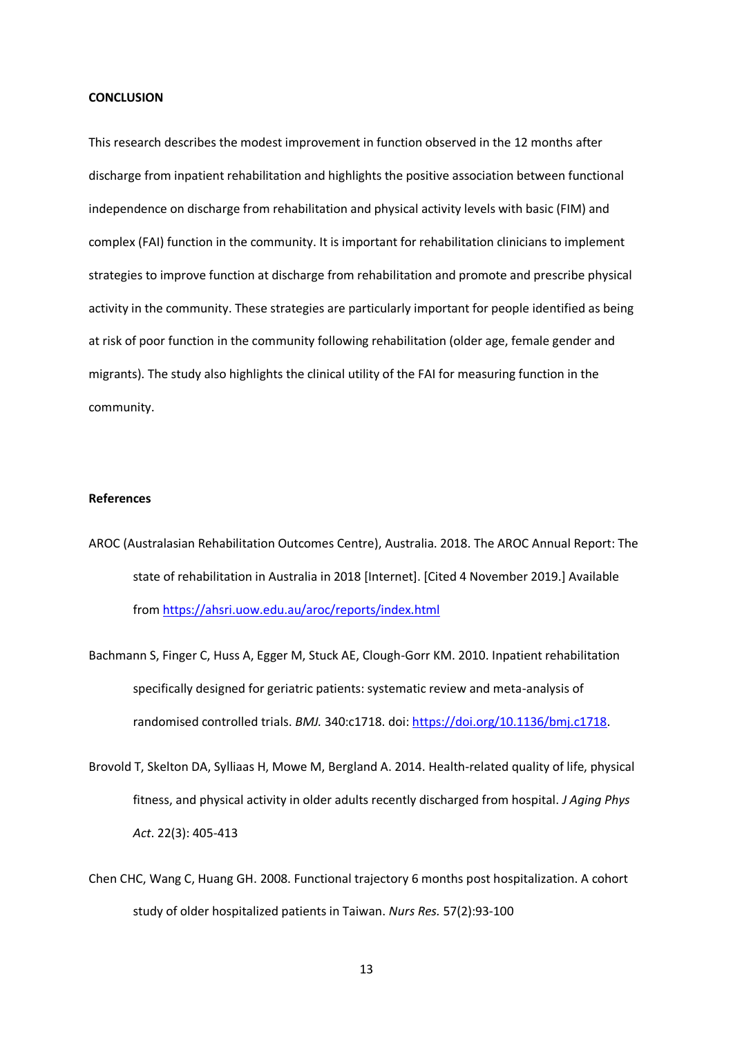**CONCLUSION**

This research describes the modest improvement in function observed in the 12 months after discharge from inpatient rehabilitation and highlights the positive association between functional independence on discharge from rehabilitation and physical activity levels with basic (FIM) and complex (FAI) function in the community. It is important for rehabilitation clinicians to implement strategies to improve function at discharge from rehabilitation and promote and prescribe physical activity in the community. These strategies are particularly important for people identified as being at risk of poor function in the community following rehabilitation (older age, female gender and migrants). The study also highlights the clinical utility of the FAI for measuring function in the community.

**References**

AROC (Australasian Rehabilitation Outcomes Centre), Australia. 2018. The AROC Annual Report: The state of rehabilitation in Australia in 2018 [Internet]. [Cited 4 November 2019.] Available from https://ahsri.uow.edu.au/aroc/reports/index.html

Bachmann S, Finger C, Huss A, Egger M, Stuck AE, Clough-Gorr KM. 2010. Inpatient rehabilitation specifically designed for geriatric patients: systematic review and meta-analysis of randomised controlled trials. *BMJ.* 340:c1718. doi: https://doi.org/10.1136/bmj.c1718.

Brovold T, Skelton DA, Sylliaas H, Mowe M, Bergland A. 2014. Health-related quality of life, physical fitness, and physical activity in older adults recently discharged from hospital. *J Aging Phys Act*. 22(3): 405-413

Chen CHC, Wang C, Huang GH. 2008. Functional trajectory 6 months post hospitalization. A cohort study of older hospitalized patients in Taiwan. *Nurs Res.* 57(2):93-100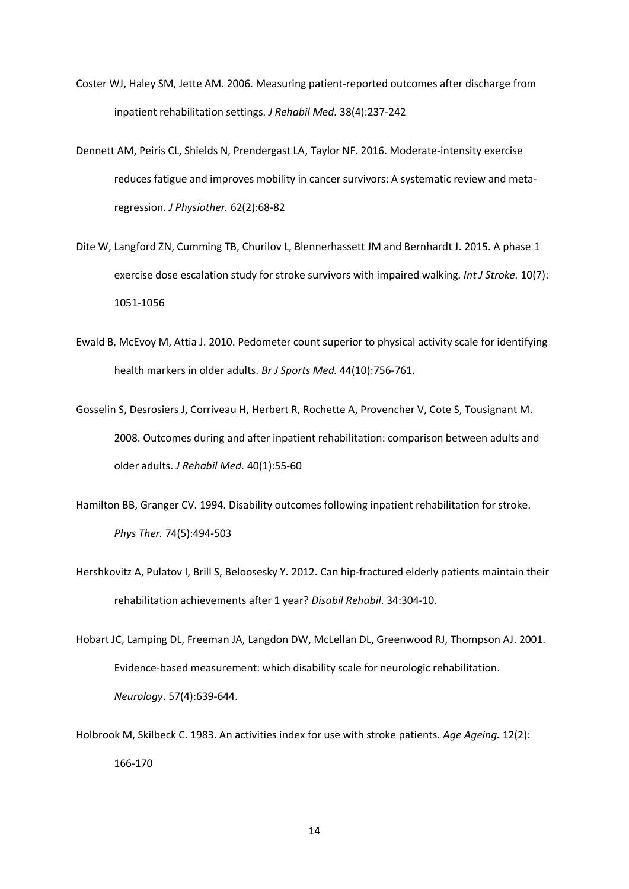Coster WJ, Haley SM, Jette AM. 2006. Measuring patient-reported outcomes after discharge from inpatient rehabilitation settings. *J Rehabil Med.* 38(4):237-242

Dennett AM, Peiris CL, Shields N, Prendergast LA, Taylor NF. 2016. Moderate-intensity exercise reduces fatigue and improves mobility in cancer survivors: A systematic review and meta-regression. *J Physiother.* 62(2):68-82

Dite W, Langford ZN, Cumming TB, Churilov L, Blennerhassett JM and Bernhardt J. 2015. A phase 1 exercise dose escalation study for stroke survivors with impaired walking. *Int J Stroke.* 10(7): 1051-1056

Ewald B, McEvoy M, Attia J. 2010. Pedometer count superior to physical activity scale for identifying health markers in older adults. *Br J Sports Med.* 44(10):756-761.

Gosselin S, Desrosiers J, Corriveau H, Herbert R, Rochette A, Provencher V, Cote S, Tousignant M. 2008. Outcomes during and after inpatient rehabilitation: comparison between adults and older adults. *J Rehabil Med.* 40(1):55-60

Hamilton BB, Granger CV. 1994. Disability outcomes following inpatient rehabilitation for stroke. *Phys Ther.* 74(5):494-503

Hershkovitz A, Pulatov I, Brill S, Beloosesky Y. 2012. Can hip-fractured elderly patients maintain their rehabilitation achievements after 1 year? *Disabil Rehabil*. 34:304-10.

Hobart JC, Lamping DL, Freeman JA, Langdon DW, McLellan DL, Greenwood RJ, Thompson AJ. 2001. Evidence-based measurement: which disability scale for neurologic rehabilitation. *Neurology*. 57(4):639-644.

Holbrook M, Skilbeck C. 1983. An activities index for use with stroke patients. *Age Ageing.* 12(2): 166-170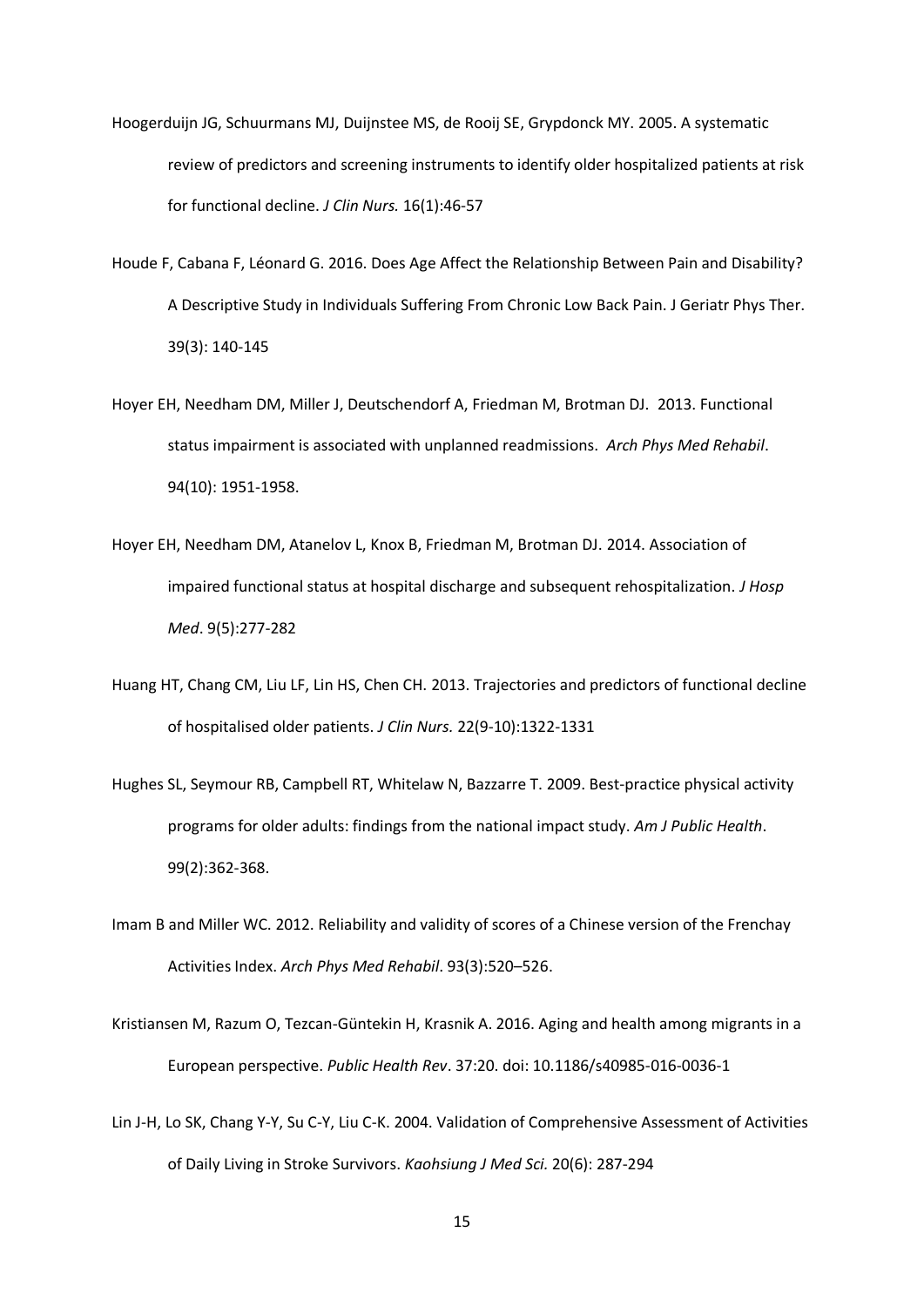Hoogerduijn JG, Schuurmans MJ, Duijnstee MS, de Rooij SE, Grypdonck MY. 2005. A systematic review of predictors and screening instruments to identify older hospitalized patients at risk for functional decline. *J Clin Nurs.* 16(1):46-57

Houde F, Cabana F, Léonard G. 2016. Does Age Affect the Relationship Between Pain and Disability? A Descriptive Study in Individuals Suffering From Chronic Low Back Pain. J Geriatr Phys Ther. 39(3): 140-145

Hoyer EH, Needham DM, Miller J, Deutschendorf A, Friedman M, Brotman DJ. 2013. Functional status impairment is associated with unplanned readmissions. *Arch Phys Med Rehabil*. 94(10): 1951-1958.

Hoyer EH, Needham DM, Atanelov L, Knox B, Friedman M, Brotman DJ. 2014. Association of impaired functional status at hospital discharge and subsequent rehospitalization. *J Hosp Med*. 9(5):277-282

Huang HT, Chang CM, Liu LF, Lin HS, Chen CH. 2013. Trajectories and predictors of functional decline of hospitalised older patients. *J Clin Nurs.* 22(9-10):1322-1331

Hughes SL, Seymour RB, Campbell RT, Whitelaw N, Bazzarre T. 2009. Best-practice physical activity programs for older adults: findings from the national impact study. *Am J Public Health*. 99(2):362-368.

Imam B and Miller WC. 2012. Reliability and validity of scores of a Chinese version of the Frenchay Activities Index. *Arch Phys Med Rehabil*. 93(3):520–526.

Kristiansen M, Razum O, Tezcan-Güntekin H, Krasnik A. 2016. Aging and health among migrants in a European perspective. *Public Health Rev*. 37:20. doi: 10.1186/s40985-016-0036-1

Lin J-H, Lo SK, Chang Y-Y, Su C-Y, Liu C-K. 2004. Validation of Comprehensive Assessment of Activities of Daily Living in Stroke Survivors. *Kaohsiung J Med Sci.* 20(6): 287-294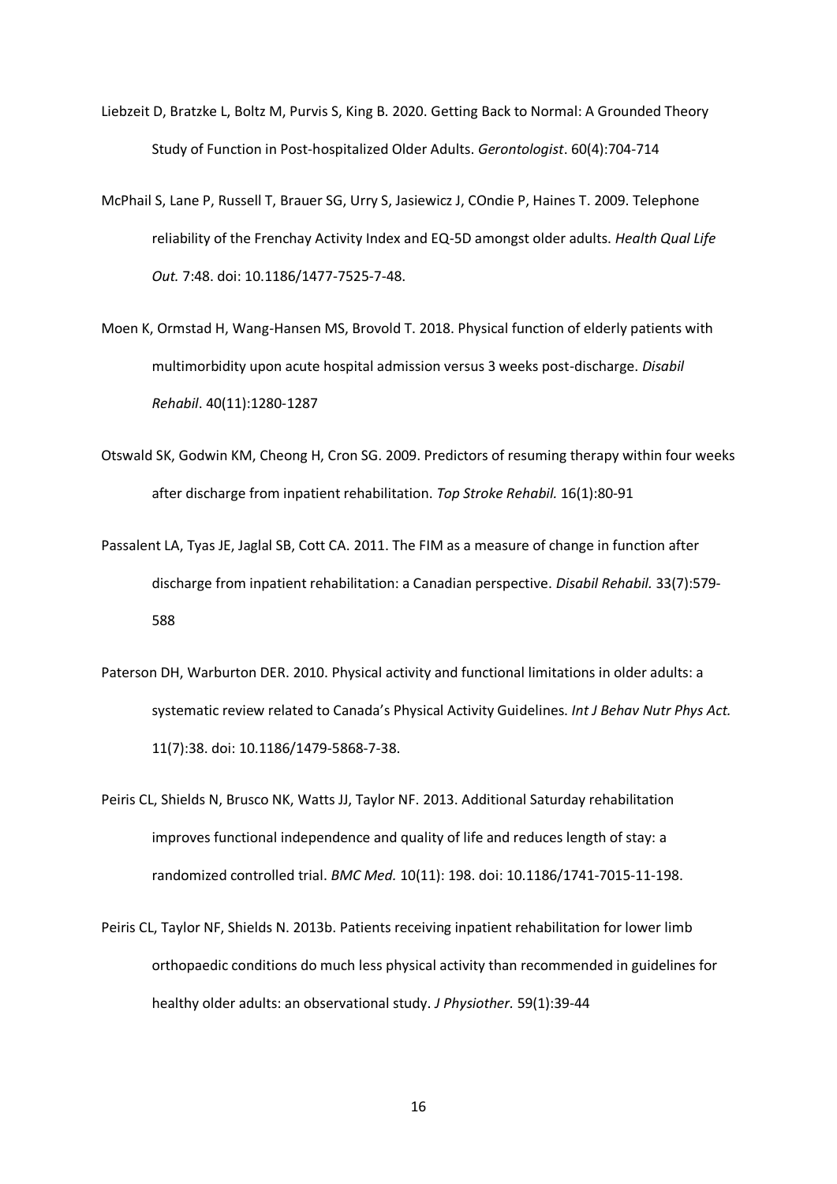Liebzeit D, Bratzke L, Boltz M, Purvis S, King B. 2020. Getting Back to Normal: A Grounded Theory Study of Function in Post-hospitalized Older Adults. *Gerontologist*. 60(4):704-714

McPhail S, Lane P, Russell T, Brauer SG, Urry S, Jasiewicz J, COndie P, Haines T. 2009. Telephone reliability of the Frenchay Activity Index and EQ-5D amongst older adults. *Health Qual Life Out.* 7:48. doi: 10.1186/1477-7525-7-48.

Moen K, Ormstad H, Wang-Hansen MS, Brovold T. 2018. Physical function of elderly patients with multimorbidity upon acute hospital admission versus 3 weeks post-discharge. *Disabil Rehabil*. 40(11):1280-1287

Otswald SK, Godwin KM, Cheong H, Cron SG. 2009. Predictors of resuming therapy within four weeks after discharge from inpatient rehabilitation. *Top Stroke Rehabil.* 16(1):80-91

Passalent LA, Tyas JE, Jaglal SB, Cott CA. 2011. The FIM as a measure of change in function after discharge from inpatient rehabilitation: a Canadian perspective. *Disabil Rehabil.* 33(7):579-588

Paterson DH, Warburton DER. 2010. Physical activity and functional limitations in older adults: a systematic review related to Canada's Physical Activity Guidelines. *Int J Behav Nutr Phys Act.* 11(7):38. doi: 10.1186/1479-5868-7-38.

Peiris CL, Shields N, Brusco NK, Watts JJ, Taylor NF. 2013. Additional Saturday rehabilitation improves functional independence and quality of life and reduces length of stay: a randomized controlled trial. *BMC Med.* 10(11): 198. doi: 10.1186/1741-7015-11-198.

Peiris CL, Taylor NF, Shields N. 2013b. Patients receiving inpatient rehabilitation for lower limb orthopaedic conditions do much less physical activity than recommended in guidelines for healthy older adults: an observational study. *J Physiother.* 59(1):39-44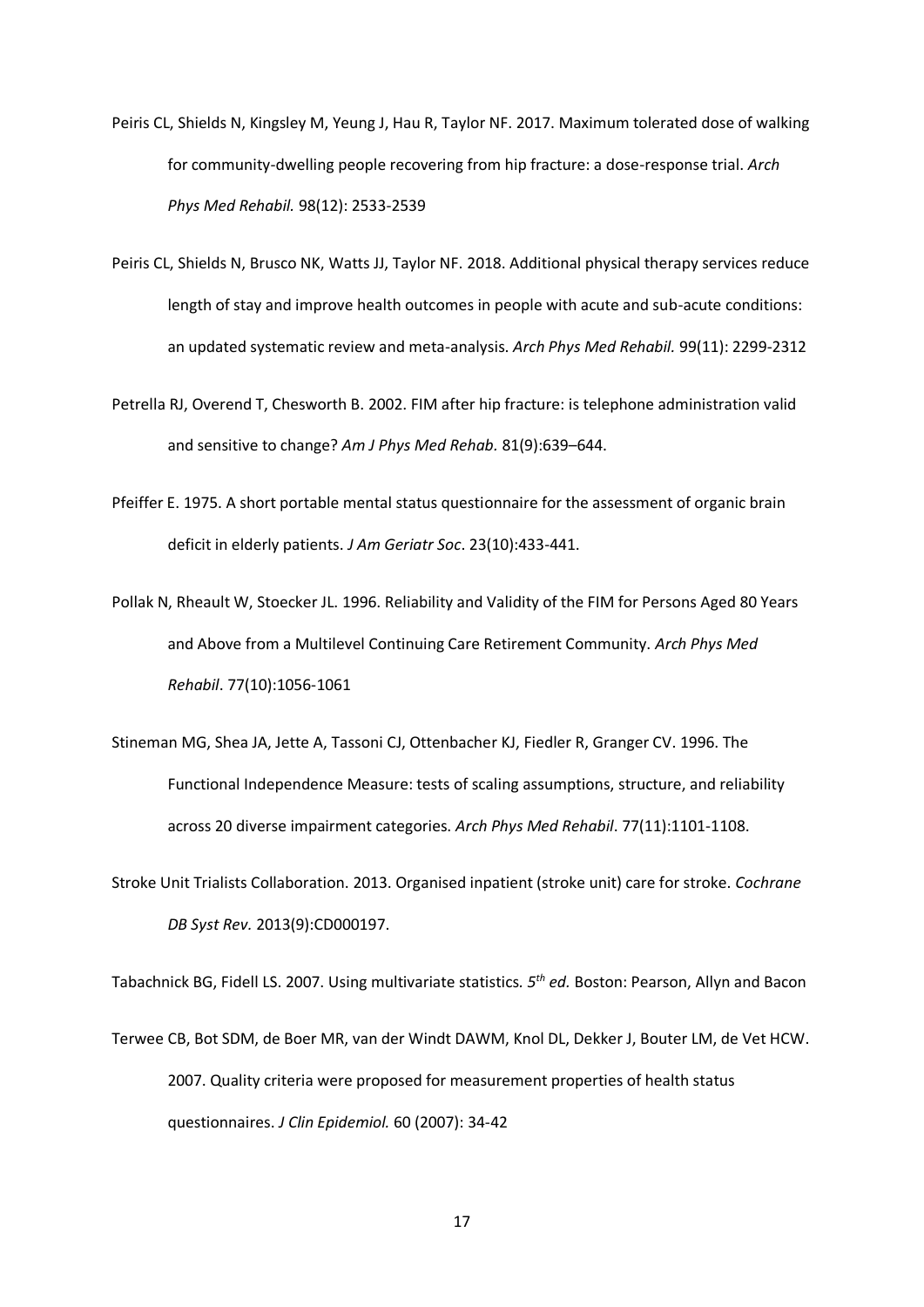Peiris CL, Shields N, Kingsley M, Yeung J, Hau R, Taylor NF. 2017. Maximum tolerated dose of walking for community-dwelling people recovering from hip fracture: a dose-response trial. *Arch Phys Med Rehabil.* 98(12): 2533-2539

Peiris CL, Shields N, Brusco NK, Watts JJ, Taylor NF. 2018. Additional physical therapy services reduce length of stay and improve health outcomes in people with acute and sub-acute conditions: an updated systematic review and meta-analysis. *Arch Phys Med Rehabil.* 99(11): 2299-2312

Petrella RJ, Overend T, Chesworth B. 2002. FIM after hip fracture: is telephone administration valid and sensitive to change? *Am J Phys Med Rehab.* 81(9):639–644.

Pfeiffer E. 1975. A short portable mental status questionnaire for the assessment of organic brain deficit in elderly patients. *J Am Geriatr Soc*. 23(10):433-441.

Pollak N, Rheault W, Stoecker JL. 1996. Reliability and Validity of the FIM for Persons Aged 80 Years and Above from a Multilevel Continuing Care Retirement Community. *Arch Phys Med Rehabil*. 77(10):1056-1061

Stineman MG, Shea JA, Jette A, Tassoni CJ, Ottenbacher KJ, Fiedler R, Granger CV. 1996. The Functional Independence Measure: tests of scaling assumptions, structure, and reliability across 20 diverse impairment categories. *Arch Phys Med Rehabil*. 77(11):1101-1108.

Stroke Unit Trialists Collaboration. 2013. Organised inpatient (stroke unit) care for stroke. *Cochrane DB Syst Rev.* 2013(9):CD000197.

Tabachnick BG, Fidell LS. 2007. Using multivariate statistics*. 5th ed.* Boston: Pearson, Allyn and Bacon

Terwee CB, Bot SDM, de Boer MR, van der Windt DAWM, Knol DL, Dekker J, Bouter LM, de Vet HCW. 2007. Quality criteria were proposed for measurement properties of health status questionnaires. *J Clin Epidemiol.* 60 (2007): 34-42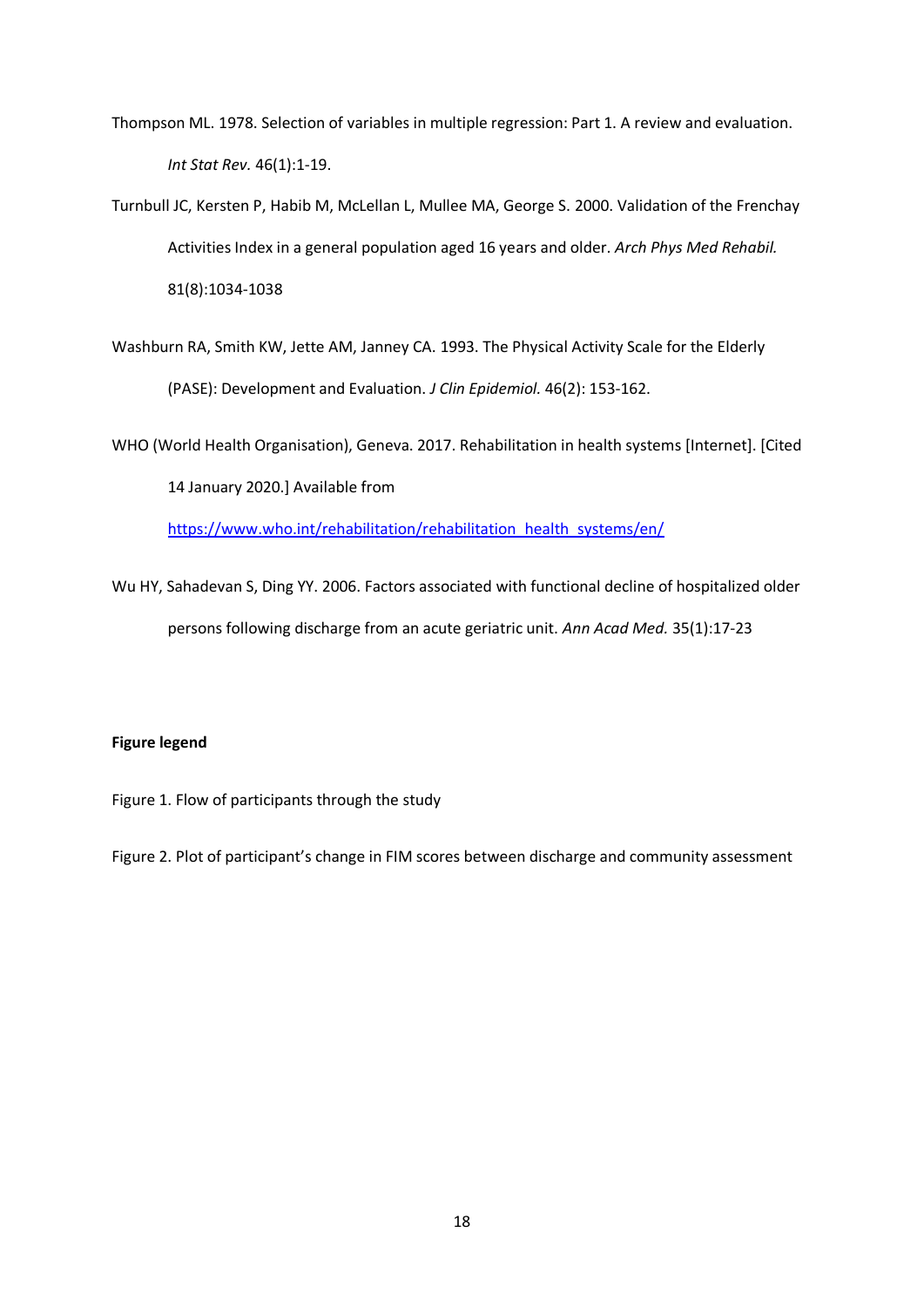Thompson ML. 1978. Selection of variables in multiple regression: Part 1. A review and evaluation. *Int Stat Rev.* 46(1):1-19.

Turnbull JC, Kersten P, Habib M, McLellan L, Mullee MA, George S. 2000. Validation of the Frenchay Activities Index in a general population aged 16 years and older. *Arch Phys Med Rehabil.* 81(8):1034-1038

Washburn RA, Smith KW, Jette AM, Janney CA. 1993. The Physical Activity Scale for the Elderly (PASE): Development and Evaluation. *J Clin Epidemiol.* 46(2): 153-162.

WHO (World Health Organisation), Geneva. 2017. Rehabilitation in health systems [Internet]. [Cited 14 January 2020.] Available from https://www.who.int/rehabilitation/rehabilitation_health_systems/en/

Wu HY, Sahadevan S, Ding YY. 2006. Factors associated with functional decline of hospitalized older persons following discharge from an acute geriatric unit. *Ann Acad Med.* 35(1):17-23

**Figure legend**

Figure 1. Flow of participants through the study

Figure 2. Plot of participant's change in FIM scores between discharge and community assessment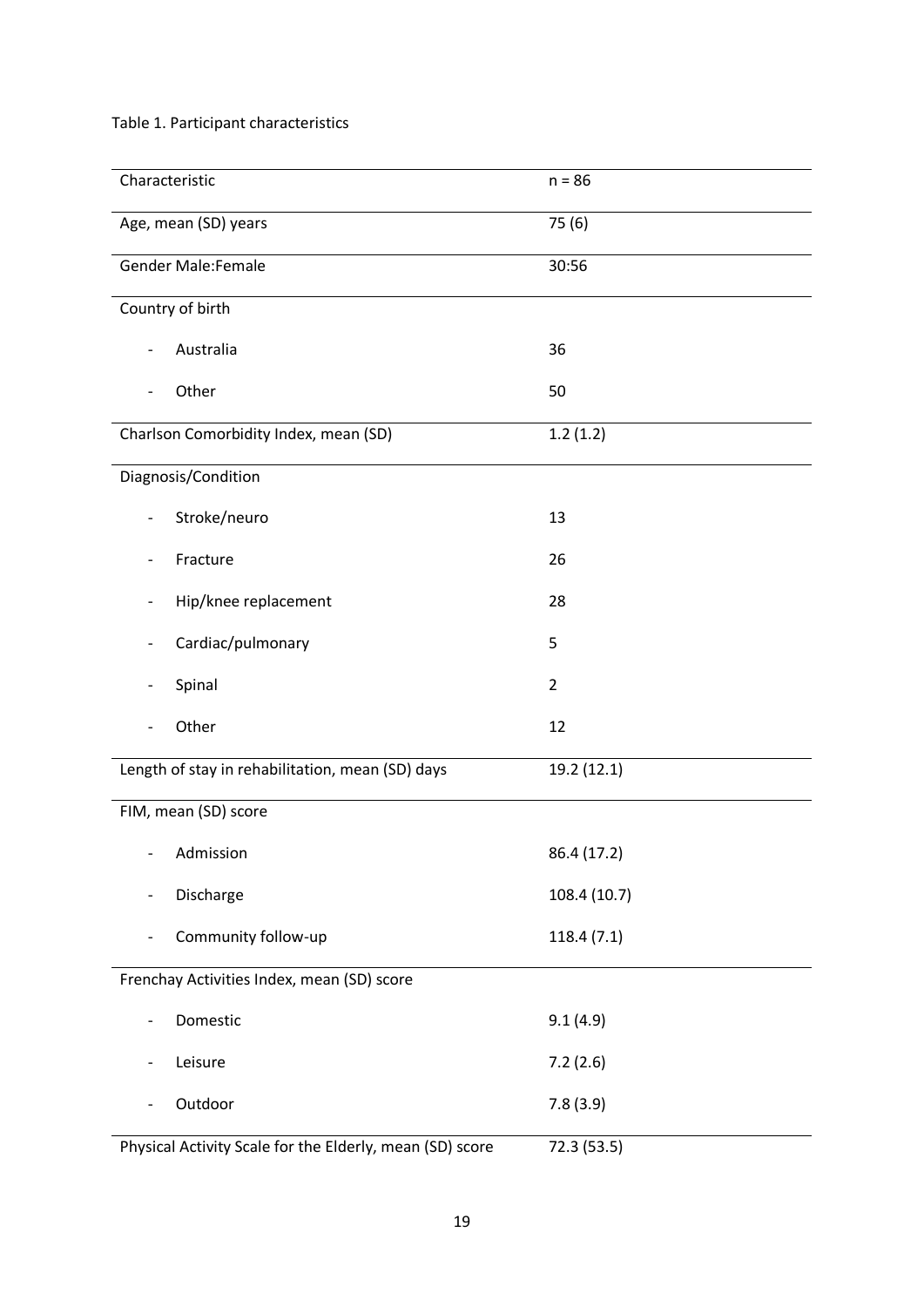Table 1. Participant characteristics

| Characteristic | n = 86 |
|---|---|
| Age, mean (SD) years | 75 (6) |
| Gender Male:Female | 30:56 |
| Country of birth | |
| - Australia | 36 |
| - Other | 50 |
| Charlson Comorbidity Index, mean (SD) | 1.2 (1.2) |
| Diagnosis/Condition | |
| - Stroke/neuro | 13 |
| - Fracture | 26 |
| - Hip/knee replacement | 28 |
| - Cardiac/pulmonary | 5 |
| - Spinal | 2 |
| - Other | 12 |
| Length of stay in rehabilitation, mean (SD) days | 19.2 (12.1) |
| FIM, mean (SD) score | |
| - Admission | 86.4 (17.2) |
| - Discharge | 108.4 (10.7) |
| - Community follow-up | 118.4 (7.1) |
| Frenchay Activities Index, mean (SD) score | |
| - Domestic | 9.1 (4.9) |
| - Leisure | 7.2 (2.6) |
| - Outdoor | 7.8 (3.9) |
| Physical Activity Scale for the Elderly, mean (SD) score | 72.3 (53.5) |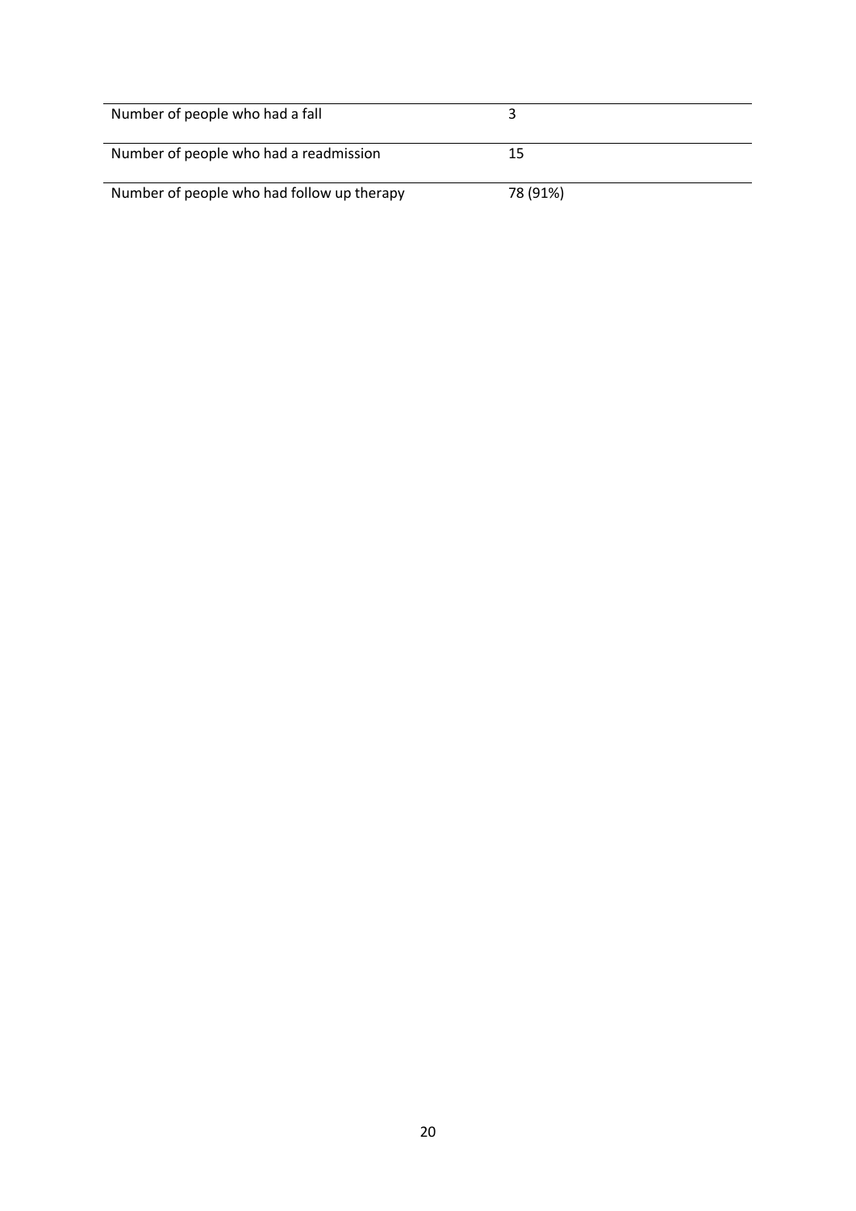| | |
|---|---|
| Number of people who had a fall | 3 |
| Number of people who had a readmission | 15 |
| Number of people who had follow up therapy | 78 (91%) |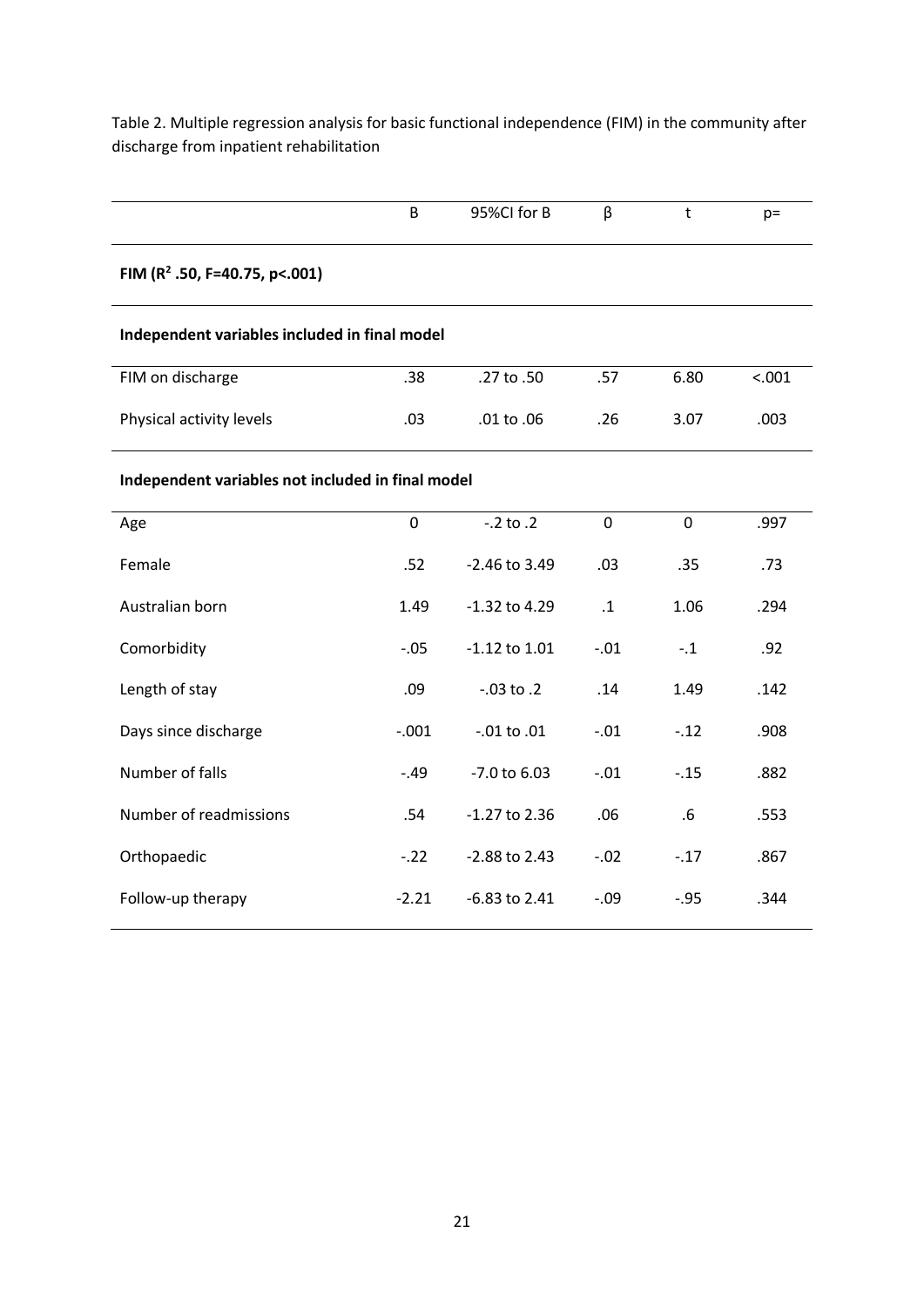Table 2. Multiple regression analysis for basic functional independence (FIM) in the community after discharge from inpatient rehabilitation

| | B | 95%CI for B | β | t | p= |
|---|---|---|---|---|---|
| **FIM ($R^2$ .50, F=40.75, p<.001)** | | | | | |
| **Independent variables included in final model** | | | | | |
| FIM on discharge | .38 | .27 to .50 | .57 | 6.80 | <.001 |
| Physical activity levels | .03 | .01 to .06 | .26 | 3.07 | .003 |
| **Independent variables not included in final model** | | | | | |
| Age | 0 | -.2 to .2 | 0 | 0 | .997 |
| Female | .52 | -2.46 to 3.49 | .03 | .35 | .73 |
| Australian born | 1.49 | -1.32 to 4.29 | .1 | 1.06 | .294 |
| Comorbidity | -.05 | -1.12 to 1.01 | -.01 | -.1 | .92 |
| Length of stay | .09 | -.03 to .2 | .14 | 1.49 | .142 |
| Days since discharge | -.001 | -.01 to .01 | -.01 | -.12 | .908 |
| Number of falls | -.49 | -7.0 to 6.03 | -.01 | -.15 | .882 |
| Number of readmissions | .54 | -1.27 to 2.36 | .06 | .6 | .553 |
| Orthopaedic | -.22 | -2.88 to 2.43 | -.02 | -.17 | .867 |
| Follow-up therapy | -2.21 | -6.83 to 2.41 | -.09 | -.95 | .344 |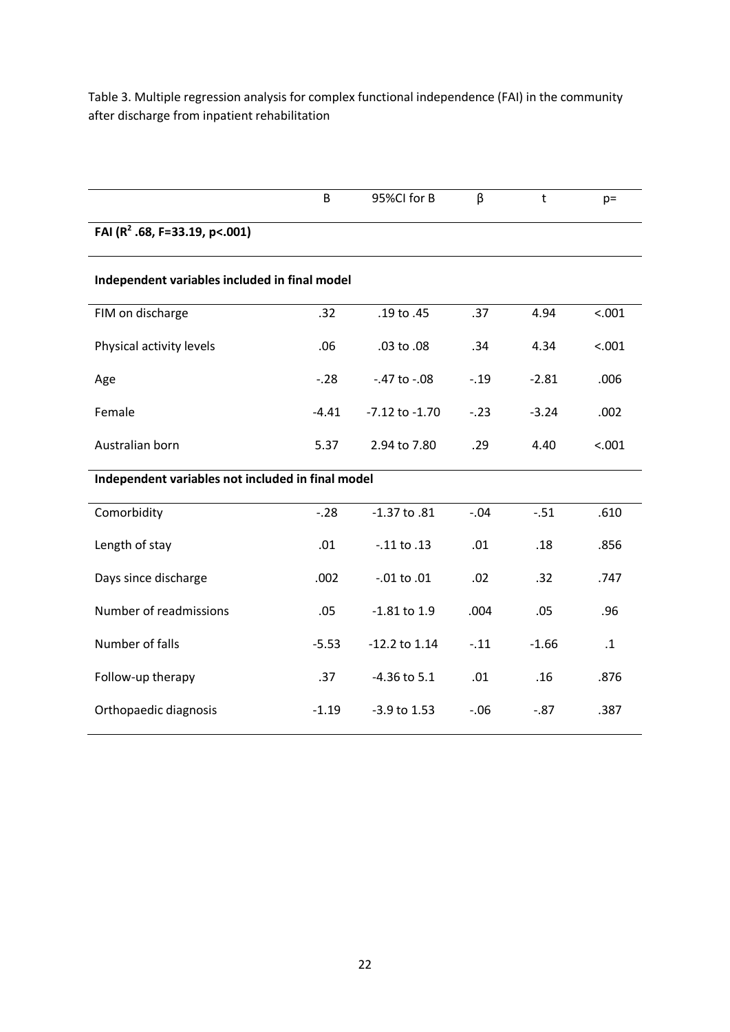Table 3. Multiple regression analysis for complex functional independence (FAI) in the community after discharge from inpatient rehabilitation

| | B | 95%CI for B | β | t | p= |
|---|---|---|---|---|---|
| **FAI ($R^2$ .68, F=33.19, p<.001)** | | | | | |
| **Independent variables included in final model** | | | | | |
| FIM on discharge | .32 | .19 to .45 | .37 | 4.94 | <.001 |
| Physical activity levels | .06 | .03 to .08 | .34 | 4.34 | <.001 |
| Age | -.28 | -.47 to -.08 | -.19 | -2.81 | .006 |
| Female | -4.41 | -7.12 to -1.70 | -.23 | -3.24 | .002 |
| Australian born | 5.37 | 2.94 to 7.80 | .29 | 4.40 | <.001 |
| **Independent variables not included in final model** | | | | | |
| Comorbidity | -.28 | -1.37 to .81 | -.04 | -.51 | .610 |
| Length of stay | .01 | -.11 to .13 | .01 | .18 | .856 |
| Days since discharge | .002 | -.01 to .01 | .02 | .32 | .747 |
| Number of readmissions | .05 | -1.81 to 1.9 | .004 | .05 | .96 |
| Number of falls | -5.53 | -12.2 to 1.14 | -.11 | -1.66 | .1 |
| Follow-up therapy | .37 | -4.36 to 5.1 | .01 | .16 | .876 |
| Orthopaedic diagnosis | -1.19 | -3.9 to 1.53 | -.06 | -.87 | .387 |